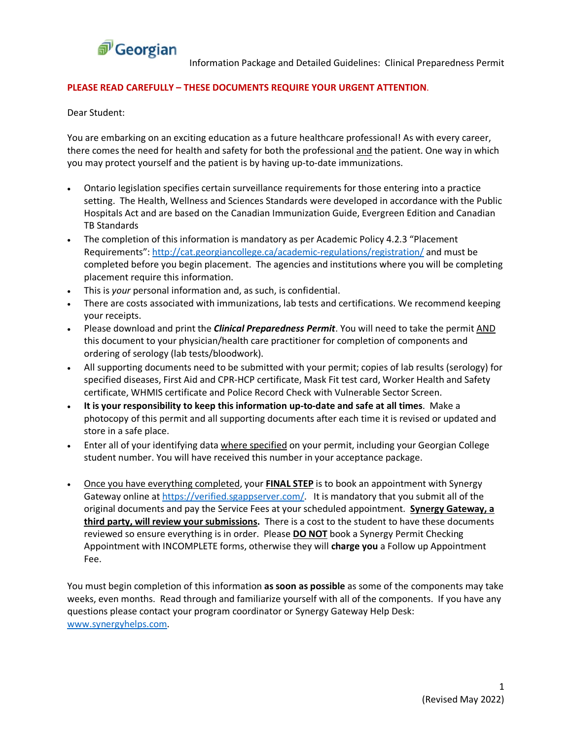Georgian

Information Package and Detailed Guidelines: Clinical Preparedness Permit

**PLEASE READ CAREFULLY – THESE DOCUMENTS REQUIRE YOUR URGENT ATTENTION.**

Dear Student:

You are embarking on an exciting education as a future healthcare professional! As with every career, there comes the need for health and safety for both the professional and the patient. One way in which you may protect yourself and the patient is by having up-to-date immunizations.

- Ontario legislation specifies certain surveillance requirements for those entering into a practice setting. The Health, Wellness and Sciences Standards were developed in accordance with the Public Hospitals Act and are based on the Canadian Immunization Guide, Evergreen Edition and Canadian TB Standards
- The completion of this information is mandatory as per Academic Policy 4.2.3 "Placement Requirements": http://cat.georgiancollege.ca/academic-regulations/registration/ and must be completed before you begin placement. The agencies and institutions where you will be completing placement require this information.
- This is *your* personal information and, as such, is confidential.
- There are costs associated with immunizations, lab tests and certifications. We recommend keeping your receipts.
- Please download and print the ***Clinical Preparedness Permit***. You will need to take the permit AND this document to your physician/health care practitioner for completion of components and ordering of serology (lab tests/bloodwork).
- All supporting documents need to be submitted with your permit; copies of lab results (serology) for specified diseases, First Aid and CPR-HCP certificate, Mask Fit test card, Worker Health and Safety certificate, WHMIS certificate and Police Record Check with Vulnerable Sector Screen.
- **It is your responsibility to keep this information up-to-date and safe at all times**. Make a photocopy of this permit and all supporting documents after each time it is revised or updated and store in a safe place.
- Enter all of your identifying data where specified on your permit, including your Georgian College student number. You will have received this number in your acceptance package.
- Once you have everything completed, your **FINAL STEP** is to book an appointment with Synergy Gateway online at https://verified.sgappserver.com/. It is mandatory that you submit all of the original documents and pay the Service Fees at your scheduled appointment. **Synergy Gateway, a third party, will review your submissions.** There is a cost to the student to have these documents reviewed so ensure everything is in order. Please **DO NOT** book a Synergy Permit Checking Appointment with INCOMPLETE forms, otherwise they will **charge you** a Follow up Appointment Fee.

You must begin completion of this information **as soon as possible** as some of the components may take weeks, even months. Read through and familiarize yourself with all of the components. If you have any questions please contact your program coordinator or Synergy Gateway Help Desk: www.synergyhelps.com.

(Revised May 2022)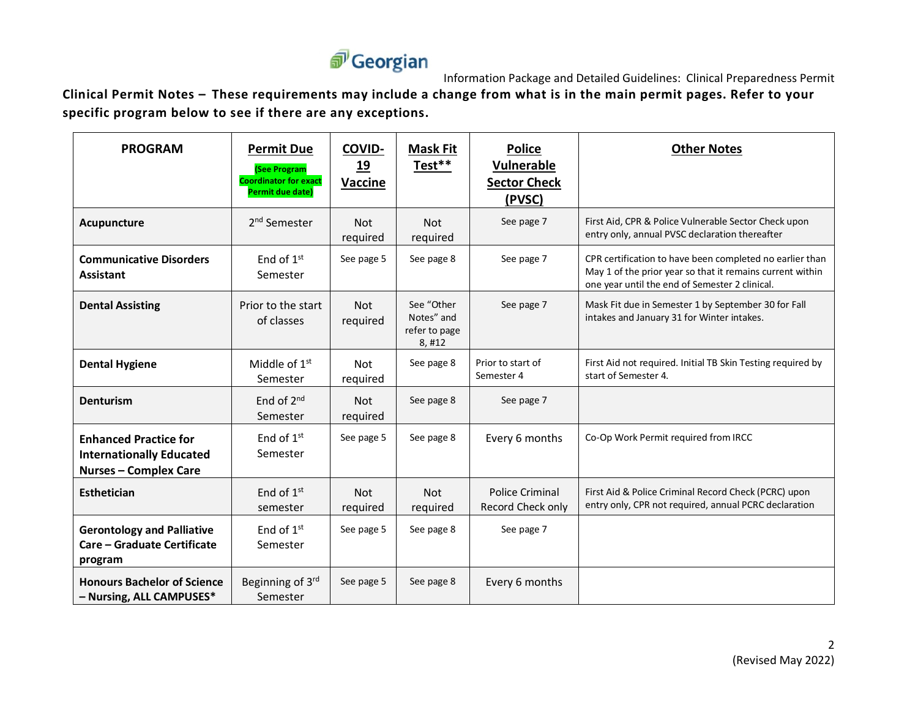**Clinical Permit Notes – These requirements may include a change from what is in the main permit pages. Refer to your specific program below to see if there are any exceptions.**

| PROGRAM | Permit Due (See Program Coordinator for exact Permit due date) | COVID-19 Vaccine | Mask Fit Test** | Police Vulnerable Sector Check (PVSC) | Other Notes |
|---|---|---|---|---|---|
| **Acupuncture** | 2nd Semester | Not required | Not required | See page 7 | First Aid, CPR & Police Vulnerable Sector Check upon entry only, annual PVSC declaration thereafter |
| **Communicative Disorders Assistant** | End of 1st Semester | See page 5 | See page 8 | See page 7 | CPR certification to have been completed no earlier than May 1 of the prior year so that it remains current within one year until the end of Semester 2 clinical. |
| **Dental Assisting** | Prior to the start of classes | Not required | See "Other Notes" and refer to page 8, #12 | See page 7 | Mask Fit due in Semester 1 by September 30 for Fall intakes and January 31 for Winter intakes. |
| **Dental Hygiene** | Middle of 1st Semester | Not required | See page 8 | Prior to start of Semester 4 | First Aid not required. Initial TB Skin Testing required by start of Semester 4. |
| **Denturism** | End of 2nd Semester | Not required | See page 8 | See page 7 | |
| **Enhanced Practice for Internationally Educated Nurses – Complex Care** | End of 1st Semester | See page 5 | See page 8 | Every 6 months | Co-Op Work Permit required from IRCC |
| **Esthetician** | End of 1st semester | Not required | Not required | Police Criminal Record Check only | First Aid & Police Criminal Record Check (PCRC) upon entry only, CPR not required, annual PCRC declaration |
| **Gerontology and Palliative Care – Graduate Certificate program** | End of 1st Semester | See page 5 | See page 8 | See page 7 | |
| **Honours Bachelor of Science – Nursing, ALL CAMPUSES*** | Beginning of 3rd Semester | See page 5 | See page 8 | Every 6 months | |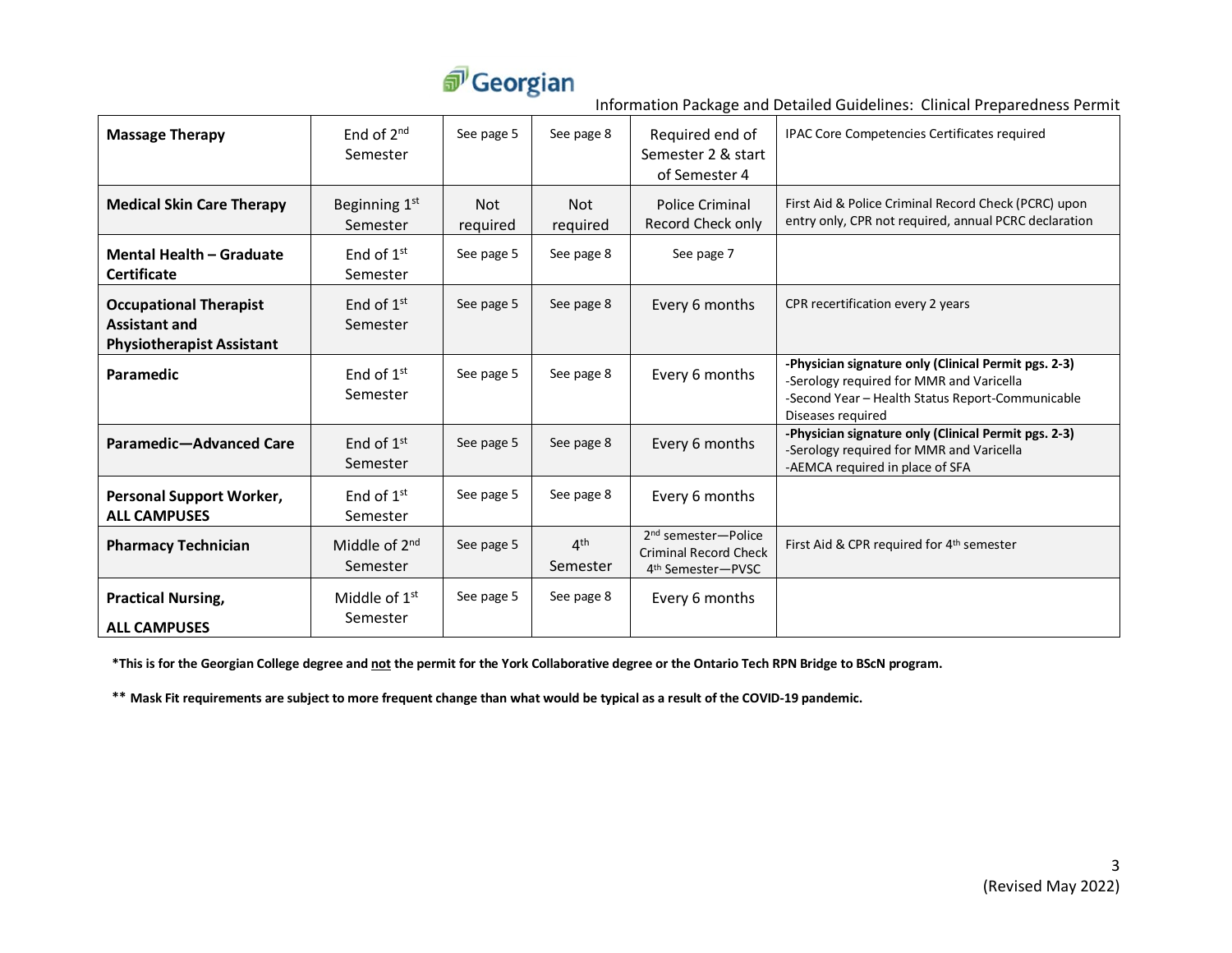| **Massage Therapy** | End of 2nd Semester | See page 5 | See page 8 | Required end of Semester 2 & start of Semester 4 | IPAC Core Competencies Certificates required |
|---|---|---|---|---|---|
| **Medical Skin Care Therapy** | Beginning 1st Semester | Not required | Not required | Police Criminal Record Check only | First Aid & Police Criminal Record Check (PCRC) upon entry only, CPR not required, annual PCRC declaration |
| **Mental Health – Graduate Certificate** | End of 1st Semester | See page 5 | See page 8 | See page 7 | |
| **Occupational Therapist Assistant and Physiotherapist Assistant** | End of 1st Semester | See page 5 | See page 8 | Every 6 months | CPR recertification every 2 years |
| **Paramedic** | End of 1st Semester | See page 5 | See page 8 | Every 6 months | **-Physician signature only (Clinical Permit pgs. 2-3)** -Serology required for MMR and Varicella -Second Year – Health Status Report-Communicable Diseases required |
| **Paramedic—Advanced Care** | End of 1st Semester | See page 5 | See page 8 | Every 6 months | **-Physician signature only (Clinical Permit pgs. 2-3)** -Serology required for MMR and Varicella -AEMCA required in place of SFA |
| **Personal Support Worker, ALL CAMPUSES** | End of 1st Semester | See page 5 | See page 8 | Every 6 months | |
| **Pharmacy Technician** | Middle of 2nd Semester | See page 5 | 4th Semester | 2nd semester—Police Criminal Record Check 4th Semester—PVSC | First Aid & CPR required for 4th semester |
| **Practical Nursing, ALL CAMPUSES** | Middle of 1st Semester | See page 5 | See page 8 | Every 6 months | |

**\*This is for the Georgian College degree and not the permit for the York Collaborative degree or the Ontario Tech RPN Bridge to BScN program.**

**\*\* Mask Fit requirements are subject to more frequent change than what would be typical as a result of the COVID-19 pandemic.**

(Revised May 2022)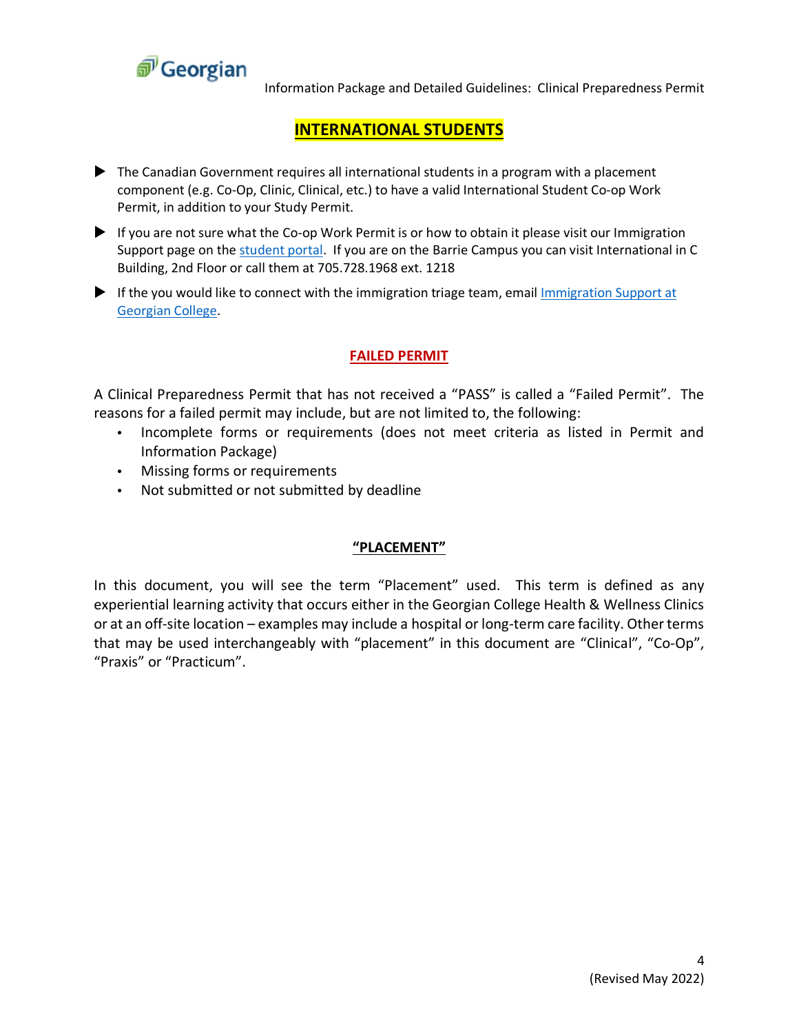## INTERNATIONAL STUDENTS

- The Canadian Government requires all international students in a program with a placement component (e.g. Co-Op, Clinic, Clinical, etc.) to have a valid International Student Co-op Work Permit, in addition to your Study Permit.
- If you are not sure what the Co-op Work Permit is or how to obtain it please visit our Immigration Support page on the student portal. If you are on the Barrie Campus you can visit International in C Building, 2nd Floor or call them at 705.728.1968 ext. 1218
- If the you would like to connect with the immigration triage team, email Immigration Support at Georgian College.

## FAILED PERMIT

A Clinical Preparedness Permit that has not received a "PASS" is called a "Failed Permit". The reasons for a failed permit may include, but are not limited to, the following:

- Incomplete forms or requirements (does not meet criteria as listed in Permit and Information Package)
- Missing forms or requirements
- Not submitted or not submitted by deadline

## "PLACEMENT"

In this document, you will see the term "Placement" used. This term is defined as any experiential learning activity that occurs either in the Georgian College Health & Wellness Clinics or at an off-site location – examples may include a hospital or long-term care facility. Other terms that may be used interchangeably with "placement" in this document are "Clinical", "Co-Op", "Praxis" or "Practicum".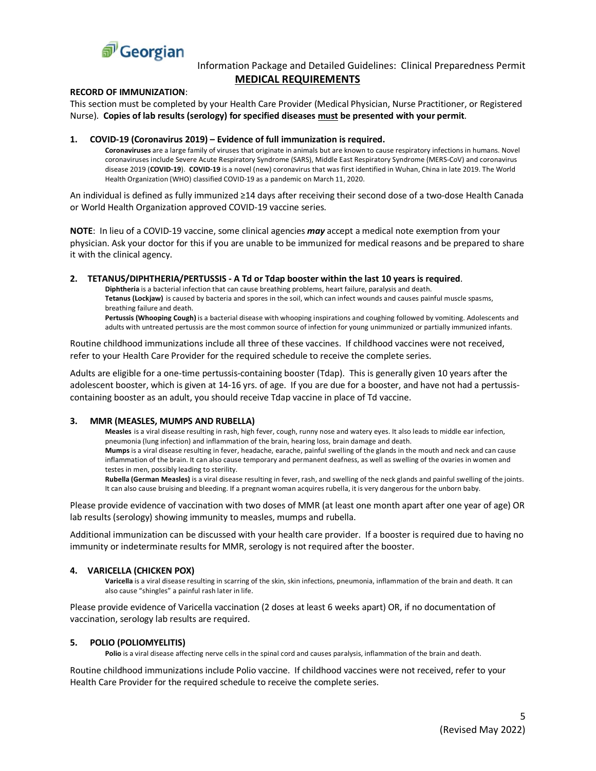Information Package and Detailed Guidelines: Clinical Preparedness Permit

## MEDICAL REQUIREMENTS

**RECORD OF IMMUNIZATION**:

This section must be completed by your Health Care Provider (Medical Physician, Nurse Practitioner, or Registered Nurse). **Copies of lab results (serology) for specified diseases <u>must</u> be presented with your permit**.

### 1. COVID-19 (Coronavirus 2019) – Evidence of full immunization is required.

**Coronaviruses** are a large family of viruses that originate in animals but are known to cause respiratory infections in humans. Novel coronaviruses include Severe Acute Respiratory Syndrome (SARS), Middle East Respiratory Syndrome (MERS-CoV) and coronavirus disease 2019 (**COVID-19**). **COVID-19** is a novel (new) coronavirus that was first identified in Wuhan, China in late 2019. The World Health Organization (WHO) classified COVID-19 as a pandemic on March 11, 2020.

An individual is defined as fully immunized ≥14 days after receiving their second dose of a two-dose Health Canada or World Health Organization approved COVID-19 vaccine series.

**NOTE**: In lieu of a COVID-19 vaccine, some clinical agencies ***may*** accept a medical note exemption from your physician. Ask your doctor for this if you are unable to be immunized for medical reasons and be prepared to share it with the clinical agency.

### 2. TETANUS/DIPHTHERIA/PERTUSSIS - A Td or Tdap booster within the last 10 years is required.

**Diphtheria** is a bacterial infection that can cause breathing problems, heart failure, paralysis and death.
**Tetanus (Lockjaw)** is caused by bacteria and spores in the soil, which can infect wounds and causes painful muscle spasms, breathing failure and death.
**Pertussis (Whooping Cough)** is a bacterial disease with whooping inspirations and coughing followed by vomiting. Adolescents and adults with untreated pertussis are the most common source of infection for young unimmunized or partially immunized infants.

Routine childhood immunizations include all three of these vaccines. If childhood vaccines were not received, refer to your Health Care Provider for the required schedule to receive the complete series.

Adults are eligible for a one-time pertussis-containing booster (Tdap). This is generally given 10 years after the adolescent booster, which is given at 14-16 yrs. of age. If you are due for a booster, and have not had a pertussis-containing booster as an adult, you should receive Tdap vaccine in place of Td vaccine.

### 3. MMR (MEASLES, MUMPS AND RUBELLA)

**Measles** is a viral disease resulting in rash, high fever, cough, runny nose and watery eyes. It also leads to middle ear infection, pneumonia (lung infection) and inflammation of the brain, hearing loss, brain damage and death.
**Mumps** is a viral disease resulting in fever, headache, earache, painful swelling of the glands in the mouth and neck and can cause inflammation of the brain. It can also cause temporary and permanent deafness, as well as swelling of the ovaries in women and testes in men, possibly leading to sterility.
**Rubella (German Measles)** is a viral disease resulting in fever, rash, and swelling of the neck glands and painful swelling of the joints. It can also cause bruising and bleeding. If a pregnant woman acquires rubella, it is very dangerous for the unborn baby.

Please provide evidence of vaccination with two doses of MMR (at least one month apart after one year of age) OR lab results (serology) showing immunity to measles, mumps and rubella.

Additional immunization can be discussed with your health care provider. If a booster is required due to having no immunity or indeterminate results for MMR, serology is not required after the booster.

### 4. VARICELLA (CHICKEN POX)

**Varicella** is a viral disease resulting in scarring of the skin, skin infections, pneumonia, inflammation of the brain and death. It can also cause "shingles" a painful rash later in life.

Please provide evidence of Varicella vaccination (2 doses at least 6 weeks apart) OR, if no documentation of vaccination, serology lab results are required.

### 5. POLIO (POLIOMYELITIS)

**Polio** is a viral disease affecting nerve cells in the spinal cord and causes paralysis, inflammation of the brain and death.

Routine childhood immunizations include Polio vaccine. If childhood vaccines were not received, refer to your Health Care Provider for the required schedule to receive the complete series.

(Revised May 2022)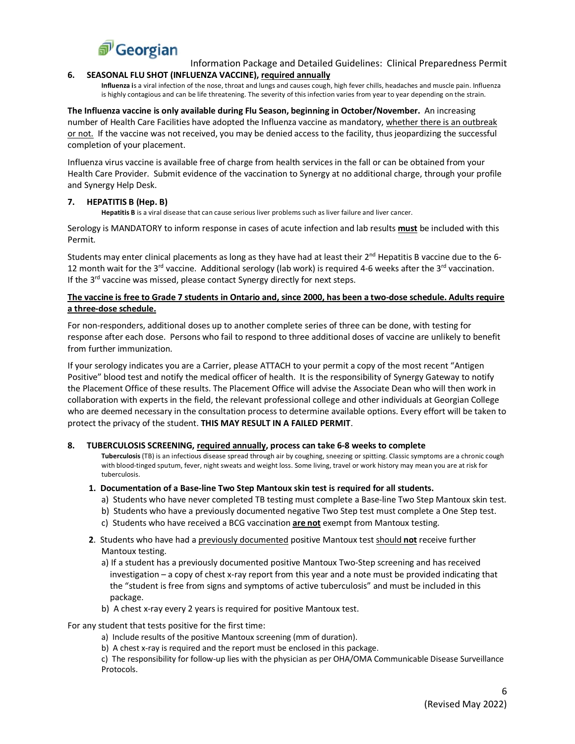## 6. SEASONAL FLU SHOT (INFLUENZA VACCINE), required annually

**Influenza i**s a viral infection of the nose, throat and lungs and causes cough, high fever chills, headaches and muscle pain. Influenza is highly contagious and can be life threatening. The severity of this infection varies from year to year depending on the strain.

**The Influenza vaccine is only available during Flu Season, beginning in October/November.** An increasing number of Health Care Facilities have adopted the Influenza vaccine as mandatory, whether there is an outbreak or not. If the vaccine was not received, you may be denied access to the facility, thus jeopardizing the successful completion of your placement.

Influenza virus vaccine is available free of charge from health services in the fall or can be obtained from your Health Care Provider. Submit evidence of the vaccination to Synergy at no additional charge, through your profile and Synergy Help Desk.

## 7. HEPATITIS B (Hep. B)

**Hepatitis B** is a viral disease that can cause serious liver problems such as liver failure and liver cancer.

Serology is MANDATORY to inform response in cases of acute infection and lab results **must** be included with this Permit.

Students may enter clinical placements as long as they have had at least their 2nd Hepatitis B vaccine due to the 6-12 month wait for the 3rd vaccine. Additional serology (lab work) is required 4-6 weeks after the 3rd vaccination. If the 3rd vaccine was missed, please contact Synergy directly for next steps.

**The vaccine is free to Grade 7 students in Ontario and, since 2000, has been a two-dose schedule. Adults require a three-dose schedule.**

For non-responders, additional doses up to another complete series of three can be done, with testing for response after each dose. Persons who fail to respond to three additional doses of vaccine are unlikely to benefit from further immunization.

If your serology indicates you are a Carrier, please ATTACH to your permit a copy of the most recent "Antigen Positive" blood test and notify the medical officer of health. It is the responsibility of Synergy Gateway to notify the Placement Office of these results. The Placement Office will advise the Associate Dean who will then work in collaboration with experts in the field, the relevant professional college and other individuals at Georgian College who are deemed necessary in the consultation process to determine available options. Every effort will be taken to protect the privacy of the student. **THIS MAY RESULT IN A FAILED PERMIT**.

## 8. TUBERCULOSIS SCREENING, required annually, process can take 6-8 weeks to complete

**Tuberculosis** (TB) is an infectious disease spread through air by coughing, sneezing or spitting. Classic symptoms are a chronic cough with blood-tinged sputum, fever, night sweats and weight loss. Some living, travel or work history may mean you are at risk for tuberculosis.

**1. Documentation of a Base-line Two Step Mantoux skin test is required for all students.**

a) Students who have never completed TB testing must complete a Base-line Two Step Mantoux skin test.
b) Students who have a previously documented negative Two Step test must complete a One Step test.
c) Students who have received a BCG vaccination **are not** exempt from Mantoux testing.

**2**. Students who have had a previously documented positive Mantoux test should **not** receive further Mantoux testing.

a) If a student has a previously documented positive Mantoux Two-Step screening and has received investigation – a copy of chest x-ray report from this year and a note must be provided indicating that the "student is free from signs and symptoms of active tuberculosis" and must be included in this package.
b) A chest x-ray every 2 years is required for positive Mantoux test.

For any student that tests positive for the first time:

a) Include results of the positive Mantoux screening (mm of duration).
b) A chest x-ray is required and the report must be enclosed in this package.
c) The responsibility for follow-up lies with the physician as per OHA/OMA Communicable Disease Surveillance Protocols.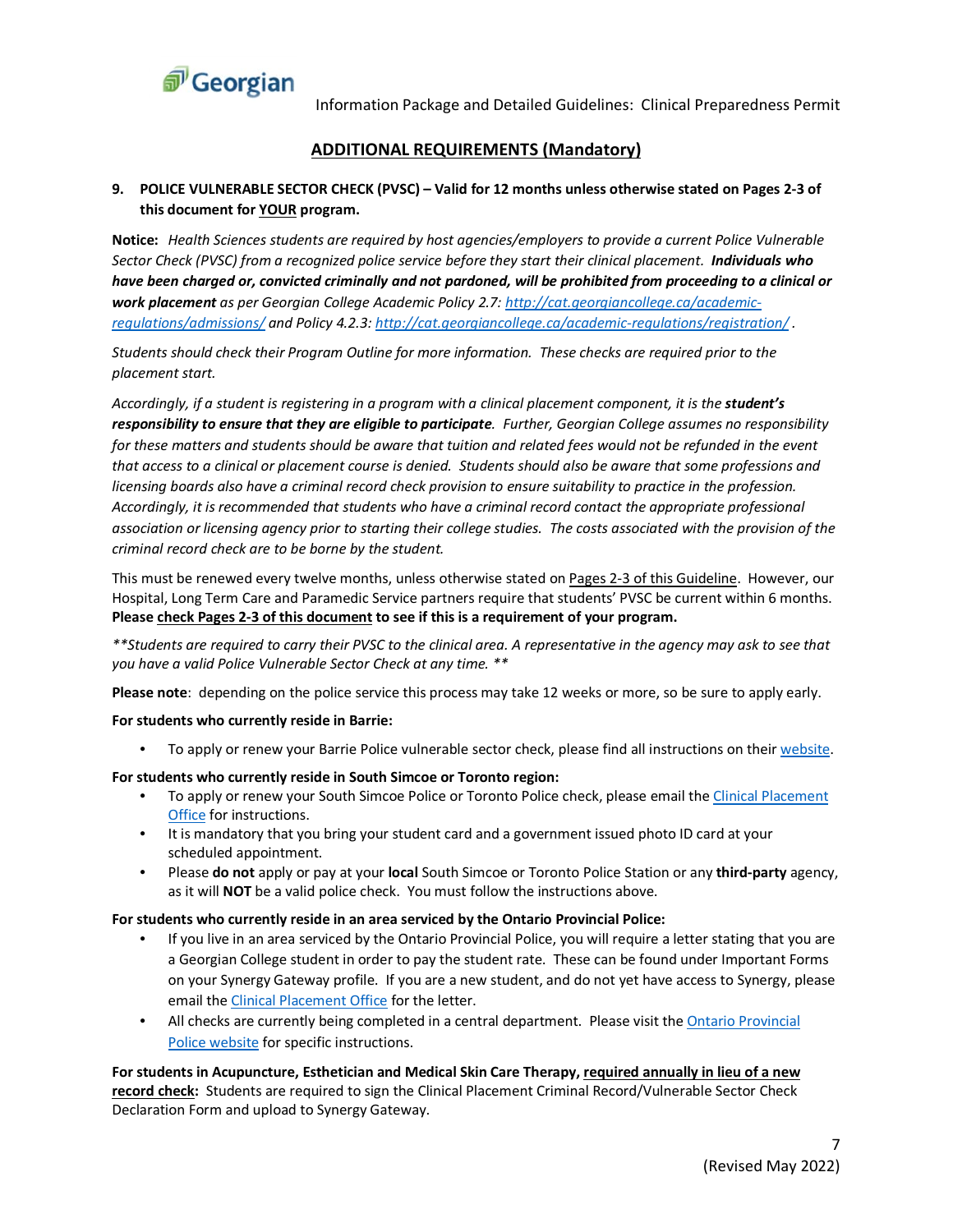## ADDITIONAL REQUIREMENTS (Mandatory)

**9. POLICE VULNERABLE SECTOR CHECK (PVSC) – Valid for 12 months unless otherwise stated on Pages 2-3 of this document for YOUR program.**

**Notice:** *Health Sciences students are required by host agencies/employers to provide a current Police Vulnerable Sector Check (PVSC) from a recognized police service before they start their clinical placement.* ***Individuals who have been charged or, convicted criminally and not pardoned, will be prohibited from proceeding to a clinical or work placement*** *as per Georgian College Academic Policy 2.7: [http://cat.georgiancollege.ca/academic-regulations/admissions/](http://cat.georgiancollege.ca/academic-regulations/admissions/) and Policy 4.2.3: [http://cat.georgiancollege.ca/academic-regulations/registration/](http://cat.georgiancollege.ca/academic-regulations/registration/) .*

*Students should check their Program Outline for more information. These checks are required prior to the placement start.*

*Accordingly, if a student is registering in a program with a clinical placement component, it is the* ***student's responsibility to ensure that they are eligible to participate****. Further, Georgian College assumes no responsibility for these matters and students should be aware that tuition and related fees would not be refunded in the event that access to a clinical or placement course is denied. Students should also be aware that some professions and licensing boards also have a criminal record check provision to ensure suitability to practice in the profession. Accordingly, it is recommended that students who have a criminal record contact the appropriate professional association or licensing agency prior to starting their college studies. The costs associated with the provision of the criminal record check are to be borne by the student.*

This must be renewed every twelve months, unless otherwise stated on Pages 2-3 of this Guideline. However, our Hospital, Long Term Care and Paramedic Service partners require that students' PVSC be current within 6 months. **Please check Pages 2-3 of this document to see if this is a requirement of your program.**

*\*\*Students are required to carry their PVSC to the clinical area. A representative in the agency may ask to see that you have a valid Police Vulnerable Sector Check at any time. \*\**

**Please note**: depending on the police service this process may take 12 weeks or more, so be sure to apply early.

**For students who currently reside in Barrie:**

- To apply or renew your Barrie Police vulnerable sector check, please find all instructions on their website.

**For students who currently reside in South Simcoe or Toronto region:**

- To apply or renew your South Simcoe Police or Toronto Police check, please email the Clinical Placement Office for instructions.
- It is mandatory that you bring your student card and a government issued photo ID card at your scheduled appointment.
- Please **do not** apply or pay at your **local** South Simcoe or Toronto Police Station or any **third-party** agency, as it will **NOT** be a valid police check. You must follow the instructions above.

**For students who currently reside in an area serviced by the Ontario Provincial Police:**

- If you live in an area serviced by the Ontario Provincial Police, you will require a letter stating that you are a Georgian College student in order to pay the student rate. These can be found under Important Forms on your Synergy Gateway profile. If you are a new student, and do not yet have access to Synergy, please email the Clinical Placement Office for the letter.
- All checks are currently being completed in a central department. Please visit the Ontario Provincial Police website for specific instructions.

**For students in Acupuncture, Esthetician and Medical Skin Care Therapy, required annually in lieu of a new record check:** Students are required to sign the Clinical Placement Criminal Record/Vulnerable Sector Check Declaration Form and upload to Synergy Gateway.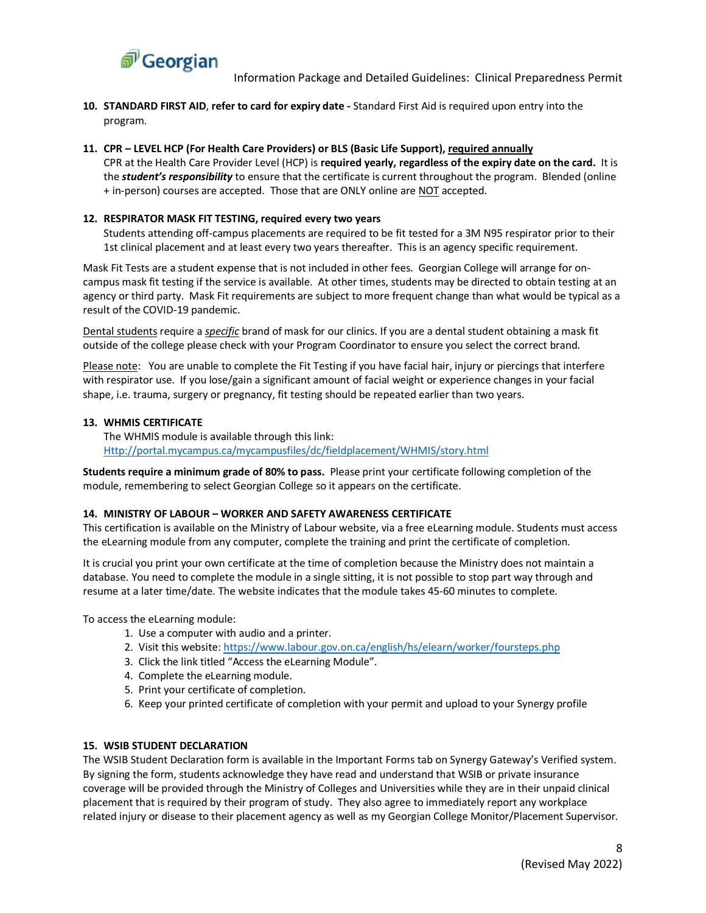**10. STANDARD FIRST AID, refer to card for expiry date -** Standard First Aid is required upon entry into the program.

**11. CPR – LEVEL HCP (For Health Care Providers) or BLS (Basic Life Support), required annually**

CPR at the Health Care Provider Level (HCP) is **required yearly, regardless of the expiry date on the card.** It is the ***student's responsibility*** to ensure that the certificate is current throughout the program. Blended (online + in-person) courses are accepted. Those that are ONLY online are NOT accepted.

**12. RESPIRATOR MASK FIT TESTING, required every two years**

Students attending off-campus placements are required to be fit tested for a 3M N95 respirator prior to their 1st clinical placement and at least every two years thereafter. This is an agency specific requirement.

Mask Fit Tests are a student expense that is not included in other fees. Georgian College will arrange for on-campus mask fit testing if the service is available. At other times, students may be directed to obtain testing at an agency or third party. Mask Fit requirements are subject to more frequent change than what would be typical as a result of the COVID-19 pandemic.

Dental students require a *specific* brand of mask for our clinics. If you are a dental student obtaining a mask fit outside of the college please check with your Program Coordinator to ensure you select the correct brand.

Please note: You are unable to complete the Fit Testing if you have facial hair, injury or piercings that interfere with respirator use. If you lose/gain a significant amount of facial weight or experience changes in your facial shape, i.e. trauma, surgery or pregnancy, fit testing should be repeated earlier than two years.

**13. WHMIS CERTIFICATE**

The WHMIS module is available through this link: [Http://portal.mycampus.ca/mycampusfiles/dc/fieldplacement/WHMIS/story.html](Http://portal.mycampus.ca/mycampusfiles/dc/fieldplacement/WHMIS/story.html)

**Students require a minimum grade of 80% to pass.** Please print your certificate following completion of the module, remembering to select Georgian College so it appears on the certificate.

**14. MINISTRY OF LABOUR – WORKER AND SAFETY AWARENESS CERTIFICATE**

This certification is available on the Ministry of Labour website, via a free eLearning module. Students must access the eLearning module from any computer, complete the training and print the certificate of completion.

It is crucial you print your own certificate at the time of completion because the Ministry does not maintain a database. You need to complete the module in a single sitting, it is not possible to stop part way through and resume at a later time/date. The website indicates that the module takes 45-60 minutes to complete.

To access the eLearning module:

1. Use a computer with audio and a printer.
2. Visit this website: [https://www.labour.gov.on.ca/english/hs/elearn/worker/foursteps.php](https://www.labour.gov.on.ca/english/hs/elearn/worker/foursteps.php)
3. Click the link titled "Access the eLearning Module".
4. Complete the eLearning module.
5. Print your certificate of completion.
6. Keep your printed certificate of completion with your permit and upload to your Synergy profile

**15. WSIB STUDENT DECLARATION**

The WSIB Student Declaration form is available in the Important Forms tab on Synergy Gateway's Verified system. By signing the form, students acknowledge they have read and understand that WSIB or private insurance coverage will be provided through the Ministry of Colleges and Universities while they are in their unpaid clinical placement that is required by their program of study. They also agree to immediately report any workplace related injury or disease to their placement agency as well as my Georgian College Monitor/Placement Supervisor.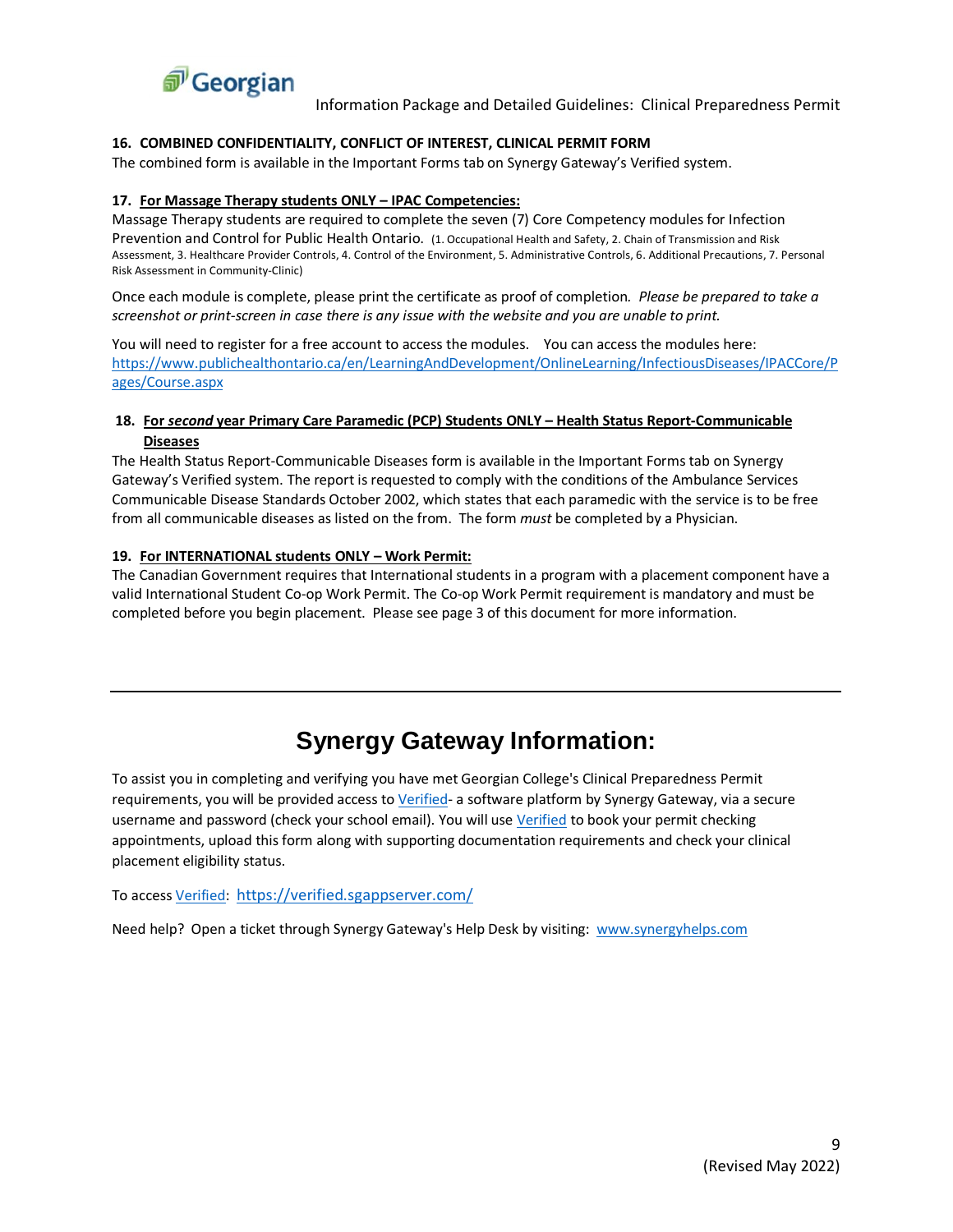**16. COMBINED CONFIDENTIALITY, CONFLICT OF INTEREST, CLINICAL PERMIT FORM**

The combined form is available in the Important Forms tab on Synergy Gateway's Verified system.

**17. For Massage Therapy students ONLY – IPAC Competencies:**

Massage Therapy students are required to complete the seven (7) Core Competency modules for Infection Prevention and Control for Public Health Ontario. (1. Occupational Health and Safety, 2. Chain of Transmission and Risk Assessment, 3. Healthcare Provider Controls, 4. Control of the Environment, 5. Administrative Controls, 6. Additional Precautions, 7. Personal Risk Assessment in Community-Clinic)

Once each module is complete, please print the certificate as proof of completion. *Please be prepared to take a screenshot or print-screen in case there is any issue with the website and you are unable to print.*

You will need to register for a free account to access the modules. You can access the modules here: https://www.publichealthontario.ca/en/LearningAndDevelopment/OnlineLearning/InfectiousDiseases/IPACCore/Pages/Course.aspx

**18. For *second* year Primary Care Paramedic (PCP) Students ONLY – Health Status Report-Communicable Diseases**

The Health Status Report-Communicable Diseases form is available in the Important Forms tab on Synergy Gateway's Verified system. The report is requested to comply with the conditions of the Ambulance Services Communicable Disease Standards October 2002, which states that each paramedic with the service is to be free from all communicable diseases as listed on the from. The form *must* be completed by a Physician.

**19. For INTERNATIONAL students ONLY – Work Permit:**

The Canadian Government requires that International students in a program with a placement component have a valid International Student Co-op Work Permit. The Co-op Work Permit requirement is mandatory and must be completed before you begin placement. Please see page 3 of this document for more information.

---

# Synergy Gateway Information:

To assist you in completing and verifying you have met Georgian College's Clinical Preparedness Permit requirements, you will be provided access to Verified- a software platform by Synergy Gateway, via a secure username and password (check your school email). You will use Verified to book your permit checking appointments, upload this form along with supporting documentation requirements and check your clinical placement eligibility status.

To access Verified: https://verified.sgappserver.com/

Need help? Open a ticket through Synergy Gateway's Help Desk by visiting: www.synergyhelps.com

(Revised May 2022)